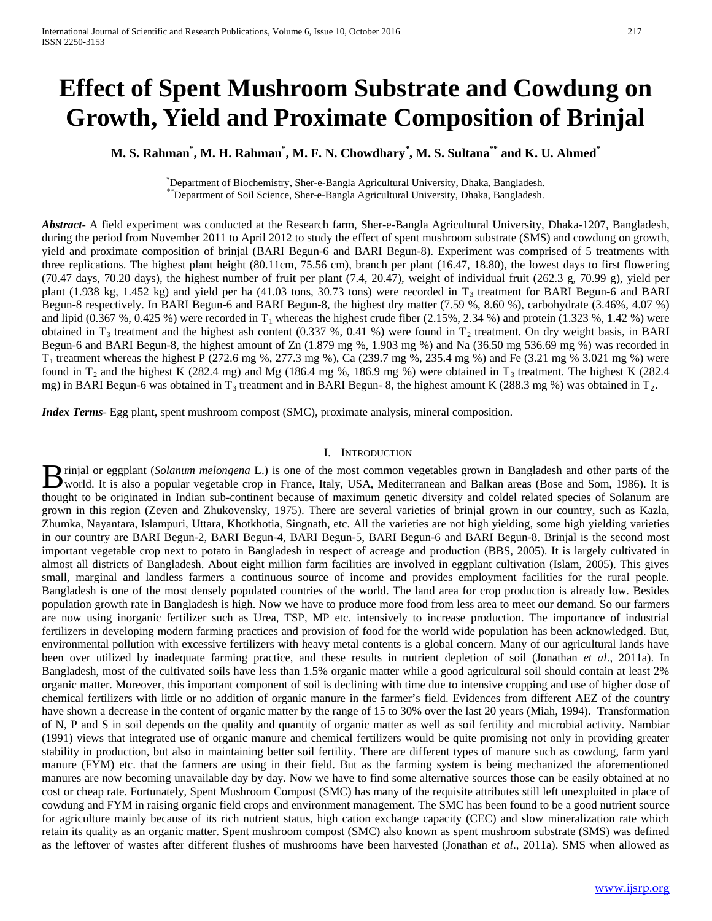# Effect of Spent Mushroom Substrate and Cowdung on Growth, Yield and Proximate Composition of Brinjal

**M. S. Rahman[*], M. H. Rahman[*], M. F. N. Chowdhary[*], M. S. Sultana[**] and K. U. Ahmed[*]**

[*]Department of Biochemistry, Sher-e-Bangla Agricultural University, Dhaka, Bangladesh.
[**]Department of Soil Science, Sher-e-Bangla Agricultural University, Dhaka, Bangladesh.

***Abstract***- A field experiment was conducted at the Research farm, Sher-e-Bangla Agricultural University, Dhaka-1207, Bangladesh, during the period from November 2011 to April 2012 to study the effect of spent mushroom substrate (SMS) and cowdung on growth, yield and proximate composition of brinjal (BARI Begun-6 and BARI Begun-8). Experiment was comprised of 5 treatments with three replications. The highest plant height (80.11cm, 75.56 cm), branch per plant (16.47, 18.80), the lowest days to first flowering (70.47 days, 70.20 days), the highest number of fruit per plant (7.4, 20.47), weight of individual fruit (262.3 g, 70.99 g), yield per plant (1.938 kg, 1.452 kg) and yield per ha (41.03 tons, 30.73 tons) were recorded in $T_3$ treatment for BARI Begun-6 and BARI Begun-8 respectively. In BARI Begun-6 and BARI Begun-8, the highest dry matter (7.59 %, 8.60 %), carbohydrate (3.46%, 4.07 %) and lipid (0.367 %, 0.425 %) were recorded in $T_1$ whereas the highest crude fiber (2.15%, 2.34 %) and protein (1.323 %, 1.42 %) were obtained in $T_3$ treatment and the highest ash content (0.337 %, 0.41 %) were found in $T_2$ treatment. On dry weight basis, in BARI Begun-6 and BARI Begun-8, the highest amount of Zn (1.879 mg %, 1.903 mg %) and Na (36.50 mg 536.69 mg %) was recorded in $T_1$ treatment whereas the highest P (272.6 mg %, 277.3 mg %), Ca (239.7 mg %, 235.4 mg %) and Fe (3.21 mg % 3.021 mg %) were found in $T_2$ and the highest K (282.4 mg) and Mg (186.4 mg %, 186.9 mg %) were obtained in $T_3$ treatment. The highest K (282.4 mg) in BARI Begun-6 was obtained in $T_3$ treatment and in BARI Begun- 8, the highest amount K (288.3 mg %) was obtained in $T_2$.

***Index Terms***- Egg plant, spent mushroom compost (SMC), proximate analysis, mineral composition.

## I. Introduction

Brinjal or eggplant (*Solanum melongena* L.) is one of the most common vegetables grown in Bangladesh and other parts of the world. It is also a popular vegetable crop in France, Italy, USA, Mediterranean and Balkan areas (Bose and Som, 1986). It is thought to be originated in Indian sub-continent because of maximum genetic diversity and coldel related species of Solanum are grown in this region (Zeven and Zhukovensky, 1975). There are several varieties of brinjal grown in our country, such as Kazla, Zhumka, Nayantara, Islampuri, Uttara, Khotkhotia, Singnath, etc. All the varieties are not high yielding, some high yielding varieties in our country are BARI Begun-2, BARI Begun-4, BARI Begun-5, BARI Begun-6 and BARI Begun-8. Brinjal is the second most important vegetable crop next to potato in Bangladesh in respect of acreage and production (BBS, 2005). It is largely cultivated in almost all districts of Bangladesh. About eight million farm facilities are involved in eggplant cultivation (Islam, 2005). This gives small, marginal and landless farmers a continuous source of income and provides employment facilities for the rural people. Bangladesh is one of the most densely populated countries of the world. The land area for crop production is already low. Besides population growth rate in Bangladesh is high. Now we have to produce more food from less area to meet our demand. So our farmers are now using inorganic fertilizer such as Urea, TSP, MP etc. intensively to increase production. The importance of industrial fertilizers in developing modern farming practices and provision of food for the world wide population has been acknowledged. But, environmental pollution with excessive fertilizers with heavy metal contents is a global concern. Many of our agricultural lands have been over utilized by inadequate farming practice, and these results in nutrient depletion of soil (Jonathan *et al*., 2011a). In Bangladesh, most of the cultivated soils have less than 1.5% organic matter while a good agricultural soil should contain at least 2% organic matter. Moreover, this important component of soil is declining with time due to intensive cropping and use of higher dose of chemical fertilizers with little or no addition of organic manure in the farmer's field. Evidences from different AEZ of the country have shown a decrease in the content of organic matter by the range of 15 to 30% over the last 20 years (Miah, 1994). Transformation of N, P and S in soil depends on the quality and quantity of organic matter as well as soil fertility and microbial activity. Nambiar (1991) views that integrated use of organic manure and chemical fertilizers would be quite promising not only in providing greater stability in production, but also in maintaining better soil fertility. There are different types of manure such as cowdung, farm yard manure (FYM) etc. that the farmers are using in their field. But as the farming system is being mechanized the aforementioned manures are now becoming unavailable day by day. Now we have to find some alternative sources those can be easily obtained at no cost or cheap rate. Fortunately, Spent Mushroom Compost (SMC) has many of the requisite attributes still left unexploited in place of cowdung and FYM in raising organic field crops and environment management. The SMC has been found to be a good nutrient source for agriculture mainly because of its rich nutrient status, high cation exchange capacity (CEC) and slow mineralization rate which retain its quality as an organic matter. Spent mushroom compost (SMC) also known as spent mushroom substrate (SMS) was defined as the leftover of wastes after different flushes of mushrooms have been harvested (Jonathan *et al*., 2011a). SMS when allowed as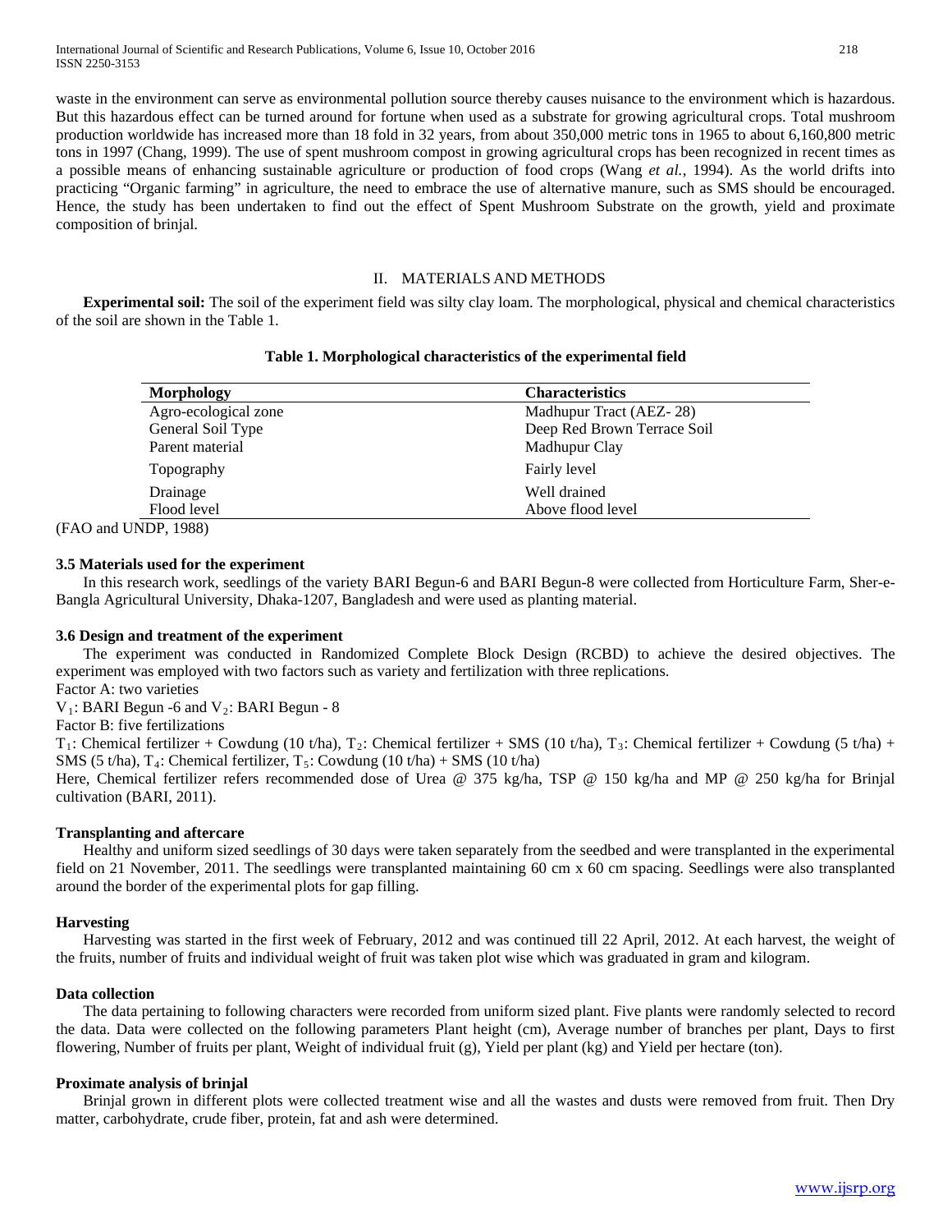waste in the environment can serve as environmental pollution source thereby causes nuisance to the environment which is hazardous. But this hazardous effect can be turned around for fortune when used as a substrate for growing agricultural crops. Total mushroom production worldwide has increased more than 18 fold in 32 years, from about 350,000 metric tons in 1965 to about 6,160,800 metric tons in 1997 (Chang, 1999). The use of spent mushroom compost in growing agricultural crops has been recognized in recent times as a possible means of enhancing sustainable agriculture or production of food crops (Wang *et al.*, 1994). As the world drifts into practicing "Organic farming" in agriculture, the need to embrace the use of alternative manure, such as SMS should be encouraged. Hence, the study has been undertaken to find out the effect of Spent Mushroom Substrate on the growth, yield and proximate composition of brinjal.

## II. MATERIALS AND METHODS

**Experimental soil:** The soil of the experiment field was silty clay loam. The morphological, physical and chemical characteristics of the soil are shown in the Table 1.

**Table 1. Morphological characteristics of the experimental field**

| Morphology | Characteristics |
|---|---|
| Agro-ecological zone | Madhupur Tract (AEZ- 28) |
| General Soil Type | Deep Red Brown Terrace Soil |
| Parent material | Madhupur Clay |
| Topography | Fairly level |
| Drainage | Well drained |
| Flood level | Above flood level |

(FAO and UNDP, 1988)

### 3.5 Materials used for the experiment

In this research work, seedlings of the variety BARI Begun-6 and BARI Begun-8 were collected from Horticulture Farm, Sher-e-Bangla Agricultural University, Dhaka-1207, Bangladesh and were used as planting material.

### 3.6 Design and treatment of the experiment

The experiment was conducted in Randomized Complete Block Design (RCBD) to achieve the desired objectives. The experiment was employed with two factors such as variety and fertilization with three replications.

Factor A: two varieties

$V_1$: BARI Begun -6 and $V_2$: BARI Begun - 8

Factor B: five fertilizations

$T_1$: Chemical fertilizer + Cowdung (10 t/ha), $T_2$: Chemical fertilizer + SMS (10 t/ha), $T_3$: Chemical fertilizer + Cowdung (5 t/ha) + SMS (5 t/ha), $T_4$: Chemical fertilizer, $T_5$: Cowdung (10 t/ha) + SMS (10 t/ha)

Here, Chemical fertilizer refers recommended dose of Urea @ 375 kg/ha, TSP @ 150 kg/ha and MP @ 250 kg/ha for Brinjal cultivation (BARI, 2011).

### Transplanting and aftercare

Healthy and uniform sized seedlings of 30 days were taken separately from the seedbed and were transplanted in the experimental field on 21 November, 2011. The seedlings were transplanted maintaining 60 cm x 60 cm spacing. Seedlings were also transplanted around the border of the experimental plots for gap filling.

### Harvesting

Harvesting was started in the first week of February, 2012 and was continued till 22 April, 2012. At each harvest, the weight of the fruits, number of fruits and individual weight of fruit was taken plot wise which was graduated in gram and kilogram.

### Data collection

The data pertaining to following characters were recorded from uniform sized plant. Five plants were randomly selected to record the data. Data were collected on the following parameters Plant height (cm), Average number of branches per plant, Days to first flowering, Number of fruits per plant, Weight of individual fruit (g), Yield per plant (kg) and Yield per hectare (ton).

### Proximate analysis of brinjal

Brinjal grown in different plots were collected treatment wise and all the wastes and dusts were removed from fruit. Then Dry matter, carbohydrate, crude fiber, protein, fat and ash were determined.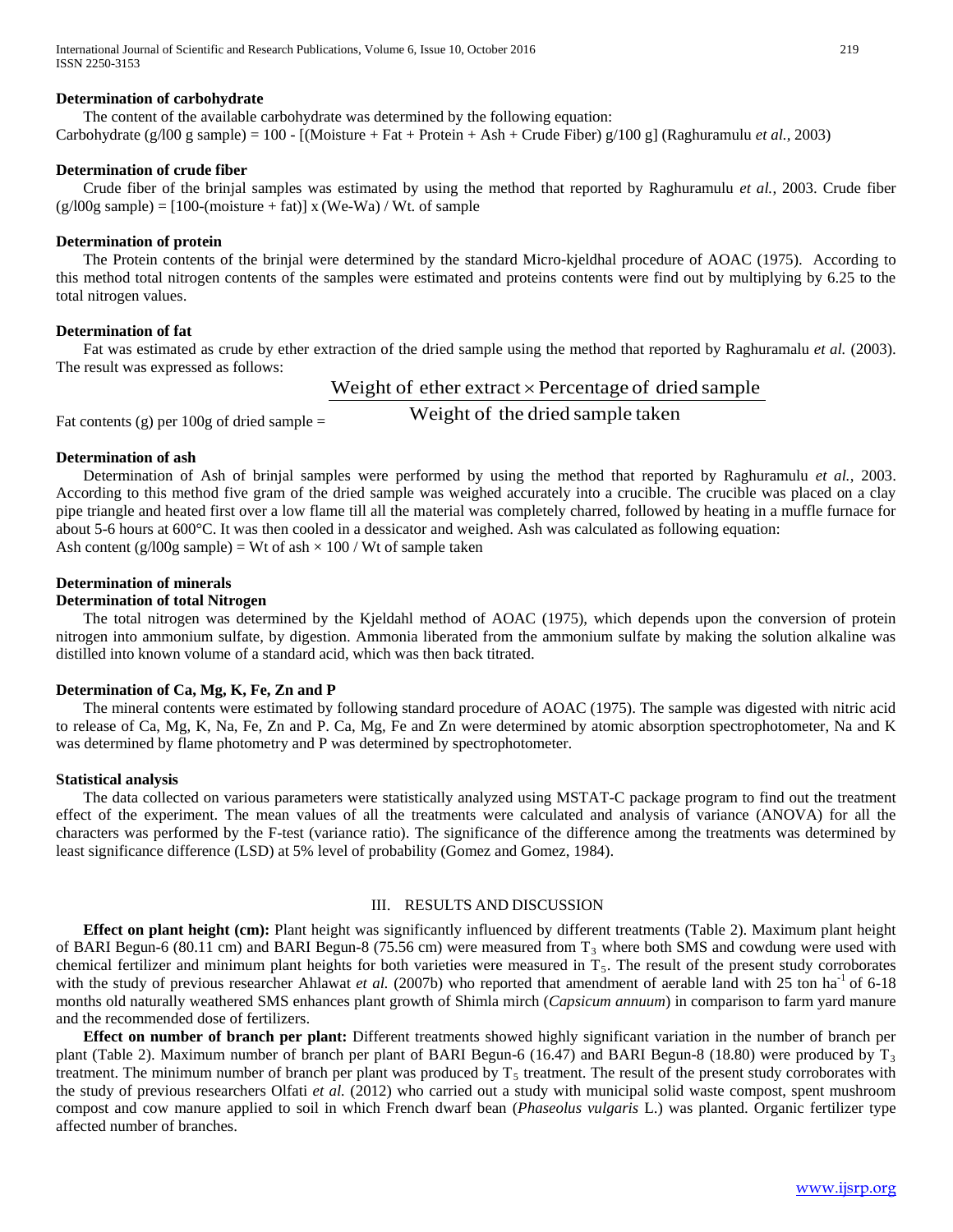### Determination of carbohydrate

The content of the available carbohydrate was determined by the following equation:
Carbohydrate (g/l00 g sample) = 100 - [(Moisture + Fat + Protein + Ash + Crude Fiber) g/100 g] (Raghuramulu *et al.,* 2003)

### Determination of crude fiber

Crude fiber of the brinjal samples was estimated by using the method that reported by Raghuramulu *et al.*, 2003. Crude fiber (g/l00g sample) = [100-(moisture + fat)] x (We-Wa) / Wt. of sample

### Determination of protein

The Protein contents of the brinjal were determined by the standard Micro-kjeldhal procedure of AOAC (1975). According to this method total nitrogen contents of the samples were estimated and proteins contents were find out by multiplying by 6.25 to the total nitrogen values.

### Determination of fat

Fat was estimated as crude by ether extraction of the dried sample using the method that reported by Raghuramalu *et al.* (2003). The result was expressed as follows:

$$\text{Fat contents (g) per 100g of dried sample} = \frac{\text{Weight of ether extract} \times \text{Percentage of dried sample}}{\text{Weight of the dried sample taken}}$$

### Determination of ash

Determination of Ash of brinjal samples were performed by using the method that reported by Raghuramulu *et al.*, 2003. According to this method five gram of the dried sample was weighed accurately into a crucible. The crucible was placed on a clay pipe triangle and heated first over a low flame till all the material was completely charred, followed by heating in a muffle furnace for about 5-6 hours at 600°C. It was then cooled in a dessicator and weighed. Ash was calculated as following equation:
Ash content (g/l00g sample) = Wt of ash × 100 / Wt of sample taken

### Determination of minerals

### Determination of total Nitrogen

The total nitrogen was determined by the Kjeldahl method of AOAC (1975), which depends upon the conversion of protein nitrogen into ammonium sulfate, by digestion. Ammonia liberated from the ammonium sulfate by making the solution alkaline was distilled into known volume of a standard acid, which was then back titrated.

### Determination of Ca, Mg, K, Fe, Zn and P

The mineral contents were estimated by following standard procedure of AOAC (1975). The sample was digested with nitric acid to release of Ca, Mg, K, Na, Fe, Zn and P. Ca, Mg, Fe and Zn were determined by atomic absorption spectrophotometer, Na and K was determined by flame photometry and P was determined by spectrophotometer.

### Statistical analysis

The data collected on various parameters were statistically analyzed using MSTAT-C package program to find out the treatment effect of the experiment. The mean values of all the treatments were calculated and analysis of variance (ANOVA) for all the characters was performed by the F-test (variance ratio). The significance of the difference among the treatments was determined by least significance difference (LSD) at 5% level of probability (Gomez and Gomez, 1984).

## III. RESULTS AND DISCUSSION

**Effect on plant height (cm):** Plant height was significantly influenced by different treatments (Table 2). Maximum plant height of BARI Begun-6 (80.11 cm) and BARI Begun-8 (75.56 cm) were measured from $T_3$ where both SMS and cowdung were used with chemical fertilizer and minimum plant heights for both varieties were measured in $T_5$. The result of the present study corroborates with the study of previous researcher Ahlawat *et al.* (2007b) who reported that amendment of aerable land with 25 ton $ha^{-1}$ of 6-18 months old naturally weathered SMS enhances plant growth of Shimla mirch (*Capsicum annuum*) in comparison to farm yard manure and the recommended dose of fertilizers.

**Effect on number of branch per plant:** Different treatments showed highly significant variation in the number of branch per plant (Table 2). Maximum number of branch per plant of BARI Begun-6 (16.47) and BARI Begun-8 (18.80) were produced by $T_3$ treatment. The minimum number of branch per plant was produced by $T_5$ treatment. The result of the present study corroborates with the study of previous researchers Olfati *et al.* (2012) who carried out a study with municipal solid waste compost, spent mushroom compost and cow manure applied to soil in which French dwarf bean (*Phaseolus vulgaris* L.) was planted. Organic fertilizer type affected number of branches.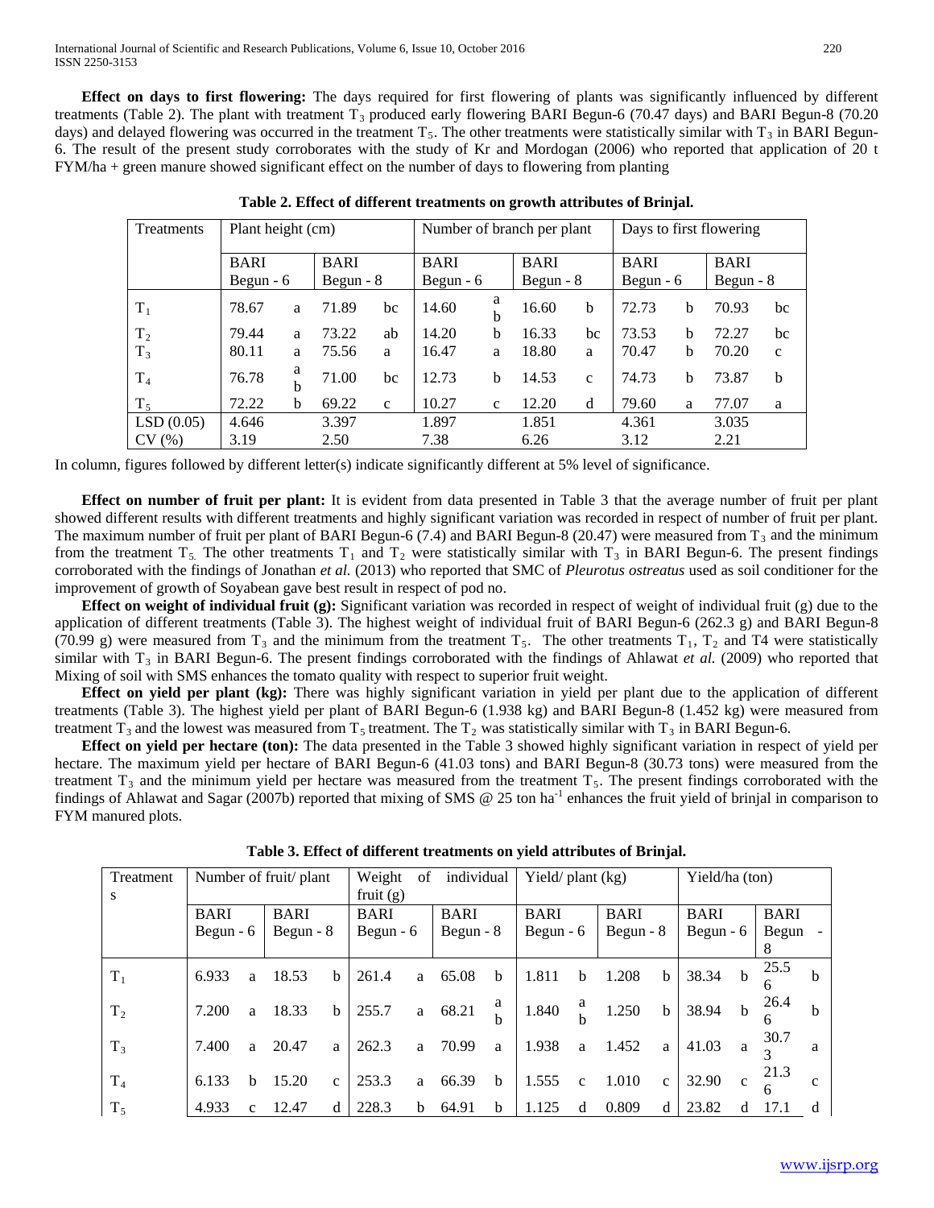**Effect on days to first flowering:** The days required for first flowering of plants was significantly influenced by different treatments (Table 2). The plant with treatment $T_3$ produced early flowering BARI Begun-6 (70.47 days) and BARI Begun-8 (70.20 days) and delayed flowering was occurred in the treatment $T_5$. The other treatments were statistically similar with $T_3$ in BARI Begun-6. The result of the present study corroborates with the study of Kr and Mordogan (2006) who reported that application of 20 t FYM/ha + green manure showed significant effect on the number of days to flowering from planting

**Table 2. Effect of different treatments on growth attributes of Brinjal.**

| Treatments | Plant height (cm) | | | | Number of branch per plant | | | | Days to first flowering | | | |
|---|---|---|---|---|---|---|---|---|---|---|---|---|
| | BARI Begun - 6 | | BARI Begun - 8 | | BARI Begun - 6 | | BARI Begun - 8 | | BARI Begun - 6 | | BARI Begun - 8 | |
| $T_1$ | 78.67 | a | 71.89 | bc | 14.60 | ab | 16.60 | b | 72.73 | b | 70.93 | bc |
| $T_2$ | 79.44 | a | 73.22 | ab | 14.20 | b | 16.33 | bc | 73.53 | b | 72.27 | bc |
| $T_3$ | 80.11 | a | 75.56 | a | 16.47 | a | 18.80 | a | 70.47 | b | 70.20 | c |
| $T_4$ | 76.78 | ab | 71.00 | bc | 12.73 | b | 14.53 | c | 74.73 | b | 73.87 | b |
| $T_5$ | 72.22 | b | 69.22 | c | 10.27 | c | 12.20 | d | 79.60 | a | 77.07 | a |
| LSD (0.05) | 4.646 | | 3.397 | | 1.897 | | 1.851 | | 4.361 | | 3.035 | |
| CV (%) | 3.19 | | 2.50 | | 7.38 | | 6.26 | | 3.12 | | 2.21 | |

In column, figures followed by different letter(s) indicate significantly different at 5% level of significance.

**Effect on number of fruit per plant:** It is evident from data presented in Table 3 that the average number of fruit per plant showed different results with different treatments and highly significant variation was recorded in respect of number of fruit per plant. The maximum number of fruit per plant of BARI Begun-6 (7.4) and BARI Begun-8 (20.47) were measured from $T_3$ and the minimum from the treatment $T_5$. The other treatments $T_1$ and $T_2$ were statistically similar with $T_3$ in BARI Begun-6. The present findings corroborated with the findings of Jonathan *et al.* (2013) who reported that SMC of *Pleurotus ostreatus* used as soil conditioner for the improvement of growth of Soyabean gave best result in respect of pod no.

**Effect on weight of individual fruit (g):** Significant variation was recorded in respect of weight of individual fruit (g) due to the application of different treatments (Table 3). The highest weight of individual fruit of BARI Begun-6 (262.3 g) and BARI Begun-8 (70.99 g) were measured from $T_3$ and the minimum from the treatment $T_5$. The other treatments $T_1$, $T_2$ and T4 were statistically similar with $T_3$ in BARI Begun-6. The present findings corroborated with the findings of Ahlawat *et al.* (2009) who reported that Mixing of soil with SMS enhances the tomato quality with respect to superior fruit weight.

**Effect on yield per plant (kg):** There was highly significant variation in yield per plant due to the application of different treatments (Table 3). The highest yield per plant of BARI Begun-6 (1.938 kg) and BARI Begun-8 (1.452 kg) were measured from treatment $T_3$ and the lowest was measured from $T_5$ treatment. The $T_2$ was statistically similar with $T_3$ in BARI Begun-6.

**Effect on yield per hectare (ton):** The data presented in the Table 3 showed highly significant variation in respect of yield per hectare. The maximum yield per hectare of BARI Begun-6 (41.03 tons) and BARI Begun-8 (30.73 tons) were measured from the treatment $T_3$ and the minimum yield per hectare was measured from the treatment $T_5$. The present findings corroborated with the findings of Ahlawat and Sagar (2007b) reported that mixing of SMS @ 25 ton $ha^{-1}$ enhances the fruit yield of brinjal in comparison to FYM manured plots.

**Table 3. Effect of different treatments on yield attributes of Brinjal.**

| Treatments | Number of fruit/ plant | | | | Weight of individual fruit (g) | | | | Yield/ plant (kg) | | | | Yield/ha (ton) | | | |
|---|---|---|---|---|---|---|---|---|---|---|---|---|---|---|---|---|
| | BARI Begun - 6 | | BARI Begun - 8 | | BARI Begun - 6 | | BARI Begun - 8 | | BARI Begun - 6 | | BARI Begun - 8 | | BARI Begun - 6 | | BARI Begun - 8 | |
| $T_1$ | 6.933 | a | 18.53 | b | 261.4 | a | 65.08 | b | 1.811 | b | 1.208 | b | 38.34 | b | 25.56 | b |
| $T_2$ | 7.200 | a | 18.33 | b | 255.7 | a | 68.21 | ab | 1.840 | ab | 1.250 | b | 38.94 | b | 26.46 | b |
| $T_3$ | 7.400 | a | 20.47 | a | 262.3 | a | 70.99 | a | 1.938 | a | 1.452 | a | 41.03 | a | 30.73 | a |
| $T_4$ | 6.133 | b | 15.20 | c | 253.3 | a | 66.39 | b | 1.555 | c | 1.010 | c | 32.90 | c | 21.36 | c |
| $T_5$ | 4.933 | c | 12.47 | d | 228.3 | b | 64.91 | b | 1.125 | d | 0.809 | d | 23.82 | d | 17.1 | d |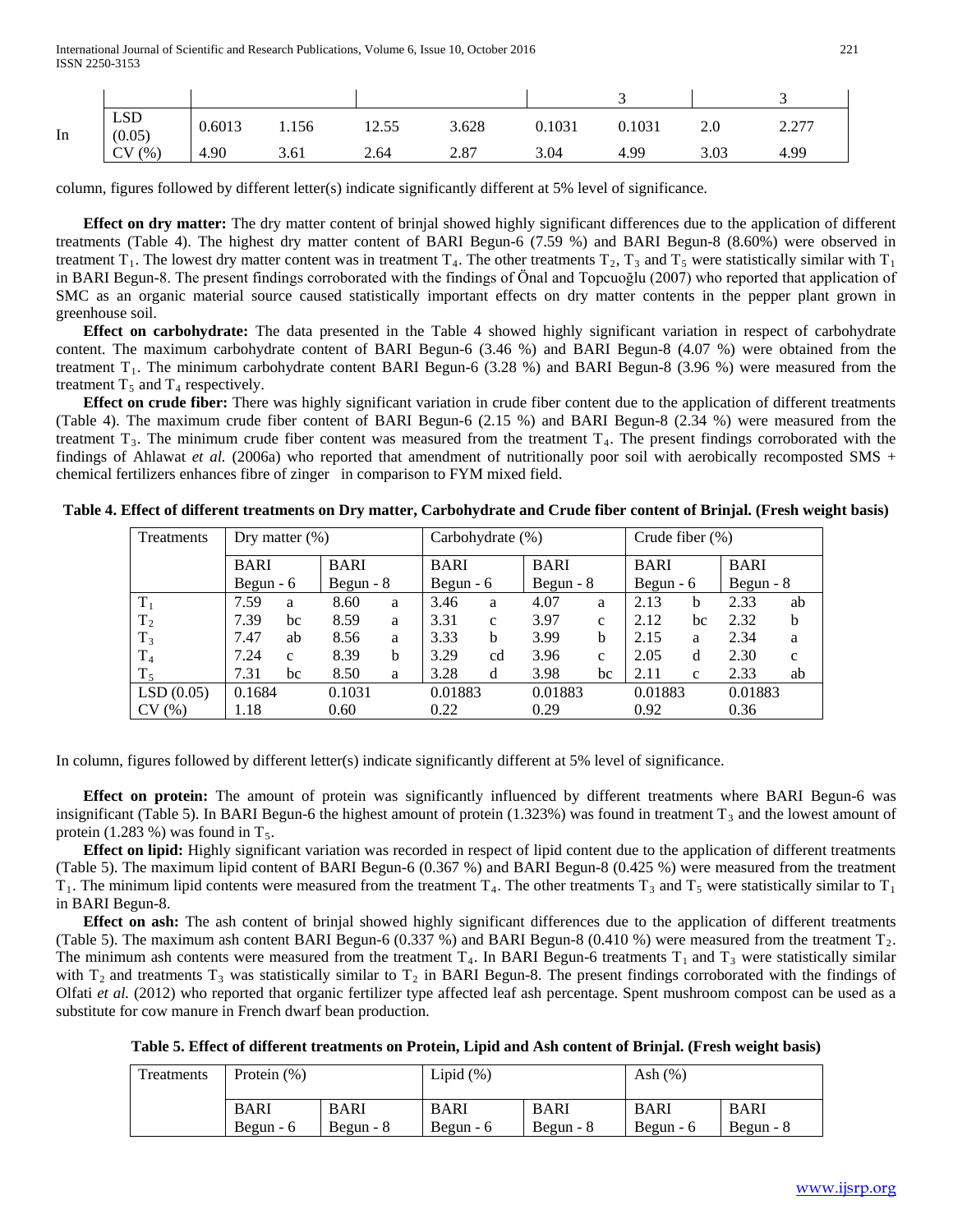| | | | | | | 3 | | 3 |
|---|---|---|---|---|---|---|---|---|
| LSD (0.05) | 0.6013 | 1.156 | 12.55 | 3.628 | 0.1031 | 0.1031 | 2.0 | 2.277 |
| CV (%) | 4.90 | 3.61 | 2.64 | 2.87 | 3.04 | 4.99 | 3.03 | 4.99 |

In column, figures followed by different letter(s) indicate significantly different at 5% level of significance.

**Effect on dry matter:** The dry matter content of brinjal showed highly significant differences due to the application of different treatments (Table 4). The highest dry matter content of BARI Begun-6 (7.59 %) and BARI Begun-8 (8.60%) were observed in treatment $T_1$. The lowest dry matter content was in treatment $T_4$. The other treatments $T_2$, $T_3$ and $T_5$ were statistically similar with $T_1$ in BARI Begun-8. The present findings corroborated with the findings of Önal and Topcuoğlu (2007) who reported that application of SMC as an organic material source caused statistically important effects on dry matter contents in the pepper plant grown in greenhouse soil.

**Effect on carbohydrate:** The data presented in the Table 4 showed highly significant variation in respect of carbohydrate content. The maximum carbohydrate content of BARI Begun-6 (3.46 %) and BARI Begun-8 (4.07 %) were obtained from the treatment $T_1$. The minimum carbohydrate content BARI Begun-6 (3.28 %) and BARI Begun-8 (3.96 %) were measured from the treatment $T_5$ and $T_4$ respectively.

**Effect on crude fiber:** There was highly significant variation in crude fiber content due to the application of different treatments (Table 4). The maximum crude fiber content of BARI Begun-6 (2.15 %) and BARI Begun-8 (2.34 %) were measured from the treatment $T_3$. The minimum crude fiber content was measured from the treatment $T_4$. The present findings corroborated with the findings of Ahlawat *et al.* (2006a) who reported that amendment of nutritionally poor soil with aerobically recomposted SMS + chemical fertilizers enhances fibre of zinger in comparison to FYM mixed field.

**Table 4. Effect of different treatments on Dry matter, Carbohydrate and Crude fiber content of Brinjal. (Fresh weight basis)**

| Treatments | Dry matter (%) | | | | Carbohydrate (%) | | | | Crude fiber (%) | | | |
|---|---|---|---|---|---|---|---|---|---|---|---|---|
| | BARI Begun - 6 | | BARI Begun - 8 | | BARI Begun - 6 | | BARI Begun - 8 | | BARI Begun - 6 | | BARI Begun - 8 | |
| $T_1$ | 7.59 | a | 8.60 | a | 3.46 | a | 4.07 | a | 2.13 | b | 2.33 | ab |
| $T_2$ | 7.39 | bc | 8.59 | a | 3.31 | c | 3.97 | c | 2.12 | bc | 2.32 | b |
| $T_3$ | 7.47 | ab | 8.56 | a | 3.33 | b | 3.99 | b | 2.15 | a | 2.34 | a |
| $T_4$ | 7.24 | c | 8.39 | b | 3.29 | cd | 3.96 | c | 2.05 | d | 2.30 | c |
| $T_5$ | 7.31 | bc | 8.50 | a | 3.28 | d | 3.98 | bc | 2.11 | c | 2.33 | ab |
| LSD (0.05) | 0.1684 | | 0.1031 | | 0.01883 | | 0.01883 | | 0.01883 | | 0.01883 | |
| CV (%) | 1.18 | | 0.60 | | 0.22 | | 0.29 | | 0.92 | | 0.36 | |

In column, figures followed by different letter(s) indicate significantly different at 5% level of significance.

**Effect on protein:** The amount of protein was significantly influenced by different treatments where BARI Begun-6 was insignificant (Table 5). In BARI Begun-6 the highest amount of protein (1.323%) was found in treatment $T_3$ and the lowest amount of protein (1.283 %) was found in $T_5$.

**Effect on lipid:** Highly significant variation was recorded in respect of lipid content due to the application of different treatments (Table 5). The maximum lipid content of BARI Begun-6 (0.367 %) and BARI Begun-8 (0.425 %) were measured from the treatment $T_1$. The minimum lipid contents were measured from the treatment $T_4$. The other treatments $T_3$ and $T_5$ were statistically similar to $T_1$ in BARI Begun-8.

**Effect on ash:** The ash content of brinjal showed highly significant differences due to the application of different treatments (Table 5). The maximum ash content BARI Begun-6 (0.337 %) and BARI Begun-8 (0.410 %) were measured from the treatment $T_2$. The minimum ash contents were measured from the treatment $T_4$. In BARI Begun-6 treatments $T_1$ and $T_3$ were statistically similar with $T_2$ and treatments $T_3$ was statistically similar to $T_2$ in BARI Begun-8. The present findings corroborated with the findings of Olfati *et al.* (2012) who reported that organic fertilizer type affected leaf ash percentage. Spent mushroom compost can be used as a substitute for cow manure in French dwarf bean production.

**Table 5. Effect of different treatments on Protein, Lipid and Ash content of Brinjal. (Fresh weight basis)**

| Treatments | Protein (%) | | Lipid (%) | | Ash (%) | |
|---|---|---|---|---|---|---|
| | BARI Begun - 6 | BARI Begun - 8 | BARI Begun - 6 | BARI Begun - 8 | BARI Begun - 6 | BARI Begun - 8 |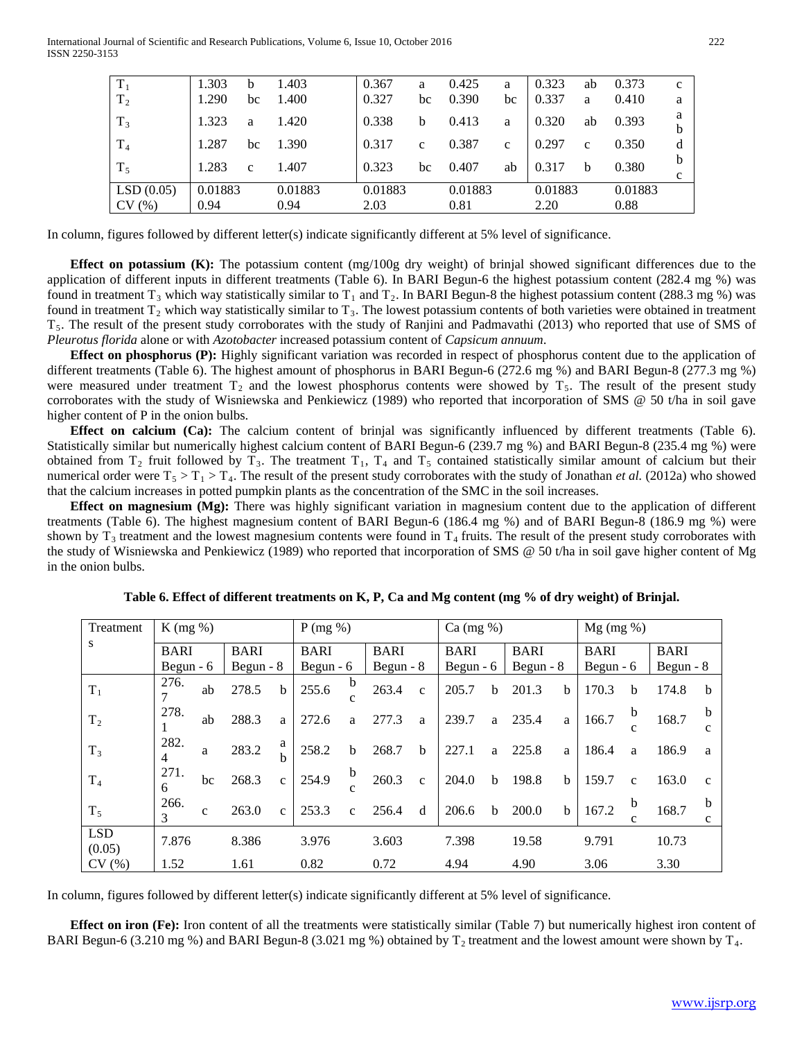| | | | | | | | | | | | | |
|---|---|---|---|---|---|---|---|---|---|---|---|---|
| $T_1$ | 1.303 | b | 1.403 | 0.367 | a | 0.425 | a | 0.323 | ab | 0.373 | c |
| $T_2$ | 1.290 | bc | 1.400 | 0.327 | bc | 0.390 | bc | 0.337 | a | 0.410 | a |
| $T_3$ | 1.323 | a | 1.420 | 0.338 | b | 0.413 | a | 0.320 | ab | 0.393 | ab |
| $T_4$ | 1.287 | bc | 1.390 | 0.317 | c | 0.387 | c | 0.297 | c | 0.350 | d |
| $T_5$ | 1.283 | c | 1.407 | 0.323 | bc | 0.407 | ab | 0.317 | b | 0.380 | bc |
| LSD (0.05) | 0.01883 | | 0.01883 | 0.01883 | | 0.01883 | | 0.01883 | | 0.01883 | |
| CV (%) | 0.94 | | 0.94 | 2.03 | | 0.81 | | 2.20 | | 0.88 | |

In column, figures followed by different letter(s) indicate significantly different at 5% level of significance.

**Effect on potassium (K):** The potassium content (mg/100g dry weight) of brinjal showed significant differences due to the application of different inputs in different treatments (Table 6). In BARI Begun-6 the highest potassium content (282.4 mg %) was found in treatment $T_3$ which way statistically similar to $T_1$ and $T_2$. In BARI Begun-8 the highest potassium content (288.3 mg %) was found in treatment $T_2$ which way statistically similar to $T_3$. The lowest potassium contents of both varieties were obtained in treatment $T_5$. The result of the present study corroborates with the study of Ranjini and Padmavathi (2013) who reported that use of SMS of *Pleurotus florida* alone or with *Azotobacter* increased potassium content of *Capsicum annuum*.

**Effect on phosphorus (P):** Highly significant variation was recorded in respect of phosphorus content due to the application of different treatments (Table 6). The highest amount of phosphorus in BARI Begun-6 (272.6 mg %) and BARI Begun-8 (277.3 mg %) were measured under treatment $T_2$ and the lowest phosphorus contents were showed by $T_5$. The result of the present study corroborates with the study of Wisniewska and Penkiewicz (1989) who reported that incorporation of SMS @ 50 t/ha in soil gave higher content of P in the onion bulbs.

**Effect on calcium (Ca):** The calcium content of brinjal was significantly influenced by different treatments (Table 6). Statistically similar but numerically highest calcium content of BARI Begun-6 (239.7 mg %) and BARI Begun-8 (235.4 mg %) were obtained from $T_2$ fruit followed by $T_3$. The treatment $T_1$, $T_4$ and $T_5$ contained statistically similar amount of calcium but their numerical order were $T_5 > T_1 > T_4$. The result of the present study corroborates with the study of Jonathan *et al.* (2012a) who showed that the calcium increases in potted pumpkin plants as the concentration of the SMC in the soil increases.

**Effect on magnesium (Mg):** There was highly significant variation in magnesium content due to the application of different treatments (Table 6). The highest magnesium content of BARI Begun-6 (186.4 mg %) and of BARI Begun-8 (186.9 mg %) were shown by $T_3$ treatment and the lowest magnesium contents were found in $T_4$ fruits. The result of the present study corroborates with the study of Wisniewska and Penkiewicz (1989) who reported that incorporation of SMS @ 50 t/ha in soil gave higher content of Mg in the onion bulbs.

**Table 6. Effect of different treatments on K, P, Ca and Mg content (mg % of dry weight) of Brinjal.**

| Treatments | K (mg %) | | | | P (mg %) | | | | Ca (mg %) | | | | Mg (mg %) | | | |
|---|---|---|---|---|---|---|---|---|---|---|---|---|---|---|---|---|
| | BARI Begun - 6 | | BARI Begun - 8 | | BARI Begun - 6 | | BARI Begun - 8 | | BARI Begun - 6 | | BARI Begun - 8 | | BARI Begun - 6 | | BARI Begun - 8 | |
| $T_1$ | 276.7 | ab | 278.5 | b | 255.6 | bc | 263.4 | c | 205.7 | b | 201.3 | b | 170.3 | b | 174.8 | b |
| $T_2$ | 278.1 | ab | 288.3 | a | 272.6 | a | 277.3 | a | 239.7 | a | 235.4 | a | 166.7 | bc | 168.7 | bc |
| $T_3$ | 282.4 | a | 283.2 | ab | 258.2 | b | 268.7 | b | 227.1 | a | 225.8 | a | 186.4 | a | 186.9 | a |
| $T_4$ | 271.6 | bc | 268.3 | c | 254.9 | bc | 260.3 | c | 204.0 | b | 198.8 | b | 159.7 | c | 163.0 | c |
| $T_5$ | 266.3 | c | 263.0 | c | 253.3 | c | 256.4 | d | 206.6 | b | 200.0 | b | 167.2 | bc | 168.7 | bc |
| LSD (0.05) | 7.876 | | 8.386 | | 3.976 | | 3.603 | | 7.398 | | 19.58 | | 9.791 | | 10.73 | |
| CV (%) | 1.52 | | 1.61 | | 0.82 | | 0.72 | | 4.94 | | 4.90 | | 3.06 | | 3.30 | |

In column, figures followed by different letter(s) indicate significantly different at 5% level of significance.

**Effect on iron (Fe):** Iron content of all the treatments were statistically similar (Table 7) but numerically highest iron content of BARI Begun-6 (3.210 mg %) and BARI Begun-8 (3.021 mg %) obtained by $T_2$ treatment and the lowest amount were shown by $T_4$.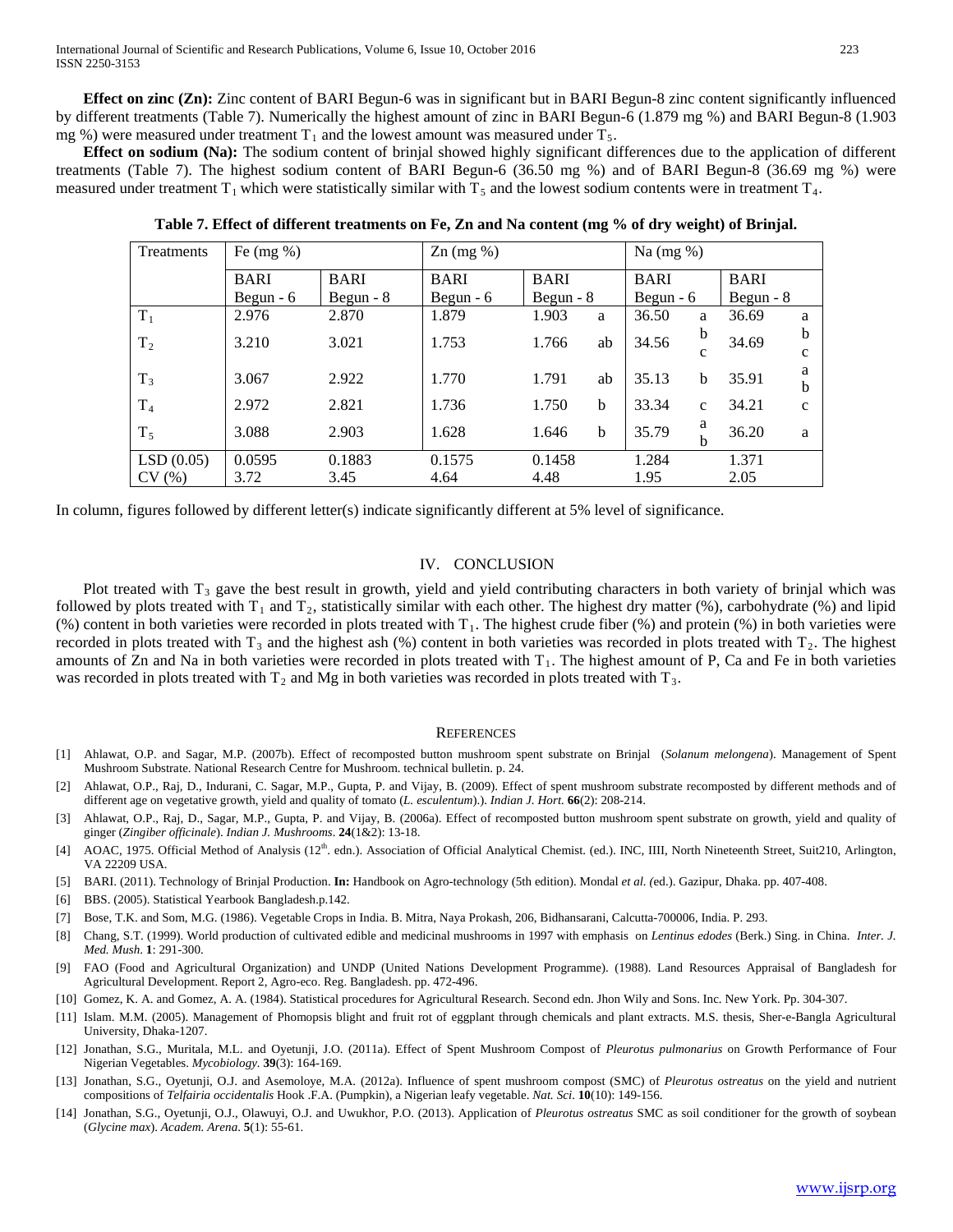**Effect on zinc (Zn):** Zinc content of BARI Begun-6 was in significant but in BARI Begun-8 zinc content significantly influenced by different treatments (Table 7). Numerically the highest amount of zinc in BARI Begun-6 (1.879 mg %) and BARI Begun-8 (1.903 mg %) were measured under treatment $T_1$ and the lowest amount was measured under $T_5$.

**Effect on sodium (Na):** The sodium content of brinjal showed highly significant differences due to the application of different treatments (Table 7). The highest sodium content of BARI Begun-6 (36.50 mg %) and of BARI Begun-8 (36.69 mg %) were measured under treatment $T_1$ which were statistically similar with $T_5$ and the lowest sodium contents were in treatment $T_4$.

**Table 7. Effect of different treatments on Fe, Zn and Na content (mg % of dry weight) of Brinjal.**

| Treatments | Fe (mg %) | | Zn (mg %) | | Na (mg %) | |
|---|---|---|---|---|---|---|
| | BARI Begun - 6 | BARI Begun - 8 | BARI Begun - 6 | BARI Begun - 8 | BARI Begun - 6 | BARI Begun - 8 |
| $T_1$ | 2.976 | 2.870 | 1.879 | 1.903 a | 36.50 a | 36.69 a |
| $T_2$ | 3.210 | 3.021 | 1.753 | 1.766 ab | 34.56 bc | 34.69 bc |
| $T_3$ | 3.067 | 2.922 | 1.770 | 1.791 ab | 35.13 b | 35.91 ab |
| $T_4$ | 2.972 | 2.821 | 1.736 | 1.750 b | 33.34 c | 34.21 c |
| $T_5$ | 3.088 | 2.903 | 1.628 | 1.646 b | 35.79 ab | 36.20 a |
| LSD (0.05) | 0.0595 | 0.1883 | 0.1575 | 0.1458 | 1.284 | 1.371 |
| CV (%) | 3.72 | 3.45 | 4.64 | 4.48 | 1.95 | 2.05 |

In column, figures followed by different letter(s) indicate significantly different at 5% level of significance.

## IV. CONCLUSION

Plot treated with $T_3$ gave the best result in growth, yield and yield contributing characters in both variety of brinjal which was followed by plots treated with $T_1$ and $T_2$, statistically similar with each other. The highest dry matter (%), carbohydrate (%) and lipid (%) content in both varieties were recorded in plots treated with $T_1$. The highest crude fiber (%) and protein (%) in both varieties were recorded in plots treated with $T_3$ and the highest ash (%) content in both varieties was recorded in plots treated with $T_2$. The highest amounts of Zn and Na in both varieties were recorded in plots treated with $T_1$. The highest amount of P, Ca and Fe in both varieties was recorded in plots treated with $T_2$ and Mg in both varieties was recorded in plots treated with $T_3$.

## REFERENCES

[1] Ahlawat, O.P. and Sagar, M.P. (2007b). Effect of recomposted button mushroom spent substrate on Brinjal (*Solanum melongena*). Management of Spent Mushroom Substrate. National Research Centre for Mushroom. technical bulletin. p. 24.

[2] Ahlawat, O.P., Raj, D., Indurani, C. Sagar, M.P., Gupta, P. and Vijay, B. (2009). Effect of spent mushroom substrate recomposted by different methods and of different age on vegetative growth, yield and quality of tomato (*L. esculentum*).). *Indian J. Hort*. **66**(2): 208-214.

[3] Ahlawat, O.P., Raj, D., Sagar, M.P., Gupta, P. and Vijay, B. (2006a). Effect of recomposted button mushroom spent substrate on growth, yield and quality of ginger (*Zingiber officinale*). *Indian J. Mushrooms*. **24**(1&2): 13-18.

[4] AOAC, 1975. Official Method of Analysis (12th. edn.). Association of Official Analytical Chemist. (ed.). INC, IIII, North Nineteenth Street, Suit210, Arlington, VA 22209 USA.

[5] BARI. (2011). Technology of Brinjal Production. **In:** Handbook on Agro-technology (5th edition). Mondal *et al. (*ed.). Gazipur, Dhaka. pp. 407-408.

[6] BBS. (2005). Statistical Yearbook Bangladesh.p.142.

[7] Bose, T.K. and Som, M.G. (1986). Vegetable Crops in India. B. Mitra, Naya Prokash, 206, Bidhansarani, Calcutta-700006, India. P. 293.

[8] Chang, S.T. (1999). World production of cultivated edible and medicinal mushrooms in 1997 with emphasis on *Lentinus edodes* (Berk.) Sing. in China. *Inter. J. Med. Mush*. **1**: 291-300.

[9] FAO (Food and Agricultural Organization) and UNDP (United Nations Development Programme). (1988). Land Resources Appraisal of Bangladesh for Agricultural Development. Report 2, Agro-eco. Reg. Bangladesh. pp. 472-496.

[10] Gomez, K. A. and Gomez, A. A. (1984). Statistical procedures for Agricultural Research. Second edn. Jhon Wily and Sons. Inc. New York. Pp. 304-307.

[11] Islam. M.M. (2005). Management of Phomopsis blight and fruit rot of eggplant through chemicals and plant extracts. M.S. thesis, Sher-e-Bangla Agricultural University, Dhaka-1207.

[12] Jonathan, S.G., Muritala, M.L. and Oyetunji, J.O. (2011a). Effect of Spent Mushroom Compost of *Pleurotus pulmonarius* on Growth Performance of Four Nigerian Vegetables. *Mycobiology.* **39**(3): 164-169.

[13] Jonathan, S.G., Oyetunji, O.J. and Asemoloye, M.A. (2012a). Influence of spent mushroom compost (SMC) of *Pleurotus ostreatus* on the yield and nutrient compositions of *Telfairia occidentalis* Hook .F.A. (Pumpkin), a Nigerian leafy vegetable. *Nat. Sci*. **10**(10): 149-156.

[14] Jonathan, S.G., Oyetunji, O.J., Olawuyi, O.J. and Uwukhor, P.O. (2013). Application of *Pleurotus ostreatus* SMC as soil conditioner for the growth of soybean (*Glycine max*). *Academ. Arena*. **5**(1): 55-61.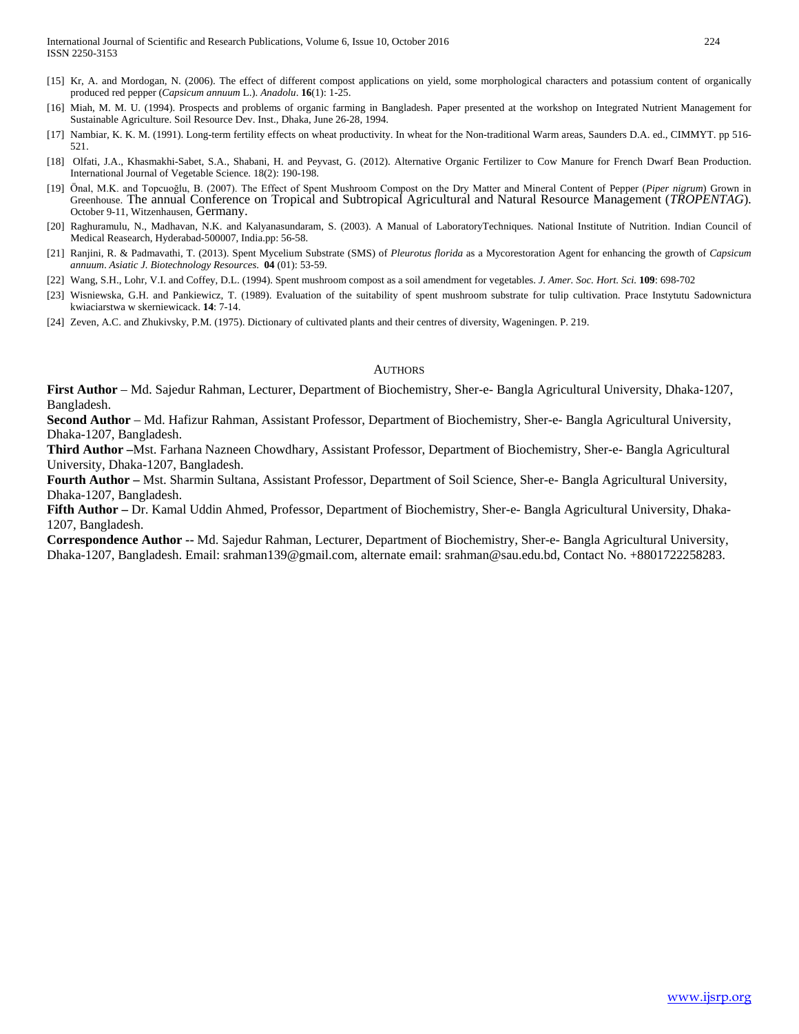[15] Kr, A. and Mordogan, N. (2006). The effect of different compost applications on yield, some morphological characters and potassium content of organically produced red pepper (*Capsicum annuum* L.). *Anadolu*. **16**(1): 1-25.

[16] Miah, M. M. U. (1994). Prospects and problems of organic farming in Bangladesh. Paper presented at the workshop on Integrated Nutrient Management for Sustainable Agriculture. Soil Resource Dev. Inst., Dhaka, June 26-28, 1994.

[17] Nambiar, K. K. M. (1991). Long-term fertility effects on wheat productivity. In wheat for the Non-traditional Warm areas, Saunders D.A. ed., CIMMYT. pp 516-521.

[18] Olfati, J.A., Khasmakhi-Sabet, S.A., Shabani, H. and Peyvast, G. (2012). Alternative Organic Fertilizer to Cow Manure for French Dwarf Bean Production. International Journal of Vegetable Science. 18(2): 190-198.

[19] Önal, M.K. and Topcuoğlu, B. (2007). The Effect of Spent Mushroom Compost on the Dry Matter and Mineral Content of Pepper (*Piper nigrum*) Grown in Greenhouse. The annual Conference on Tropical and Subtropical Agricultural and Natural Resource Management (*TROPENTAG*). October 9-11, Witzenhausen, Germany.

[20] Raghuramulu, N., Madhavan, N.K. and Kalyanasundaram, S. (2003). A Manual of LaboratoryTechniques. National Institute of Nutrition. Indian Council of Medical Reasearch, Hyderabad-500007, India.pp: 56-58.

[21] Ranjini, R. & Padmavathi, T. (2013). Spent Mycelium Substrate (SMS) of *Pleurotus florida* as a Mycorestoration Agent for enhancing the growth of *Capsicum annuum*. *Asiatic J. Biotechnology Resources*. **04** (01): 53-59.

[22] Wang, S.H., Lohr, V.I. and Coffey, D.L. (1994). Spent mushroom compost as a soil amendment for vegetables. *J. Amer. Soc. Hort. Sci.* **109**: 698-702

[23] Wisniewska, G.H. and Pankiewicz, T. (1989). Evaluation of the suitability of spent mushroom substrate for tulip cultivation. Prace Instytutu Sadownictura kwiaciarstwa w skerniewicack. **14**: 7-14.

[24] Zeven, A.C. and Zhukivsky, P.M. (1975). Dictionary of cultivated plants and their centres of diversity, Wageningen. P. 219.

## Authors

**First Author** – Md. Sajedur Rahman, Lecturer, Department of Biochemistry, Sher-e- Bangla Agricultural University, Dhaka-1207, Bangladesh.

**Second Author** – Md. Hafizur Rahman, Assistant Professor, Department of Biochemistry, Sher-e- Bangla Agricultural University, Dhaka-1207, Bangladesh.

**Third Author –**Mst. Farhana Nazneen Chowdhary, Assistant Professor, Department of Biochemistry, Sher-e- Bangla Agricultural University, Dhaka-1207, Bangladesh.

**Fourth Author –** Mst. Sharmin Sultana, Assistant Professor, Department of Soil Science, Sher-e- Bangla Agricultural University, Dhaka-1207, Bangladesh.

**Fifth Author –** Dr. Kamal Uddin Ahmed, Professor, Department of Biochemistry, Sher-e- Bangla Agricultural University, Dhaka-1207, Bangladesh.

**Correspondence Author --** Md. Sajedur Rahman, Lecturer, Department of Biochemistry, Sher-e- Bangla Agricultural University, Dhaka-1207, Bangladesh. Email: srahman139@gmail.com, alternate email: srahman@sau.edu.bd, Contact No. +8801722258283.